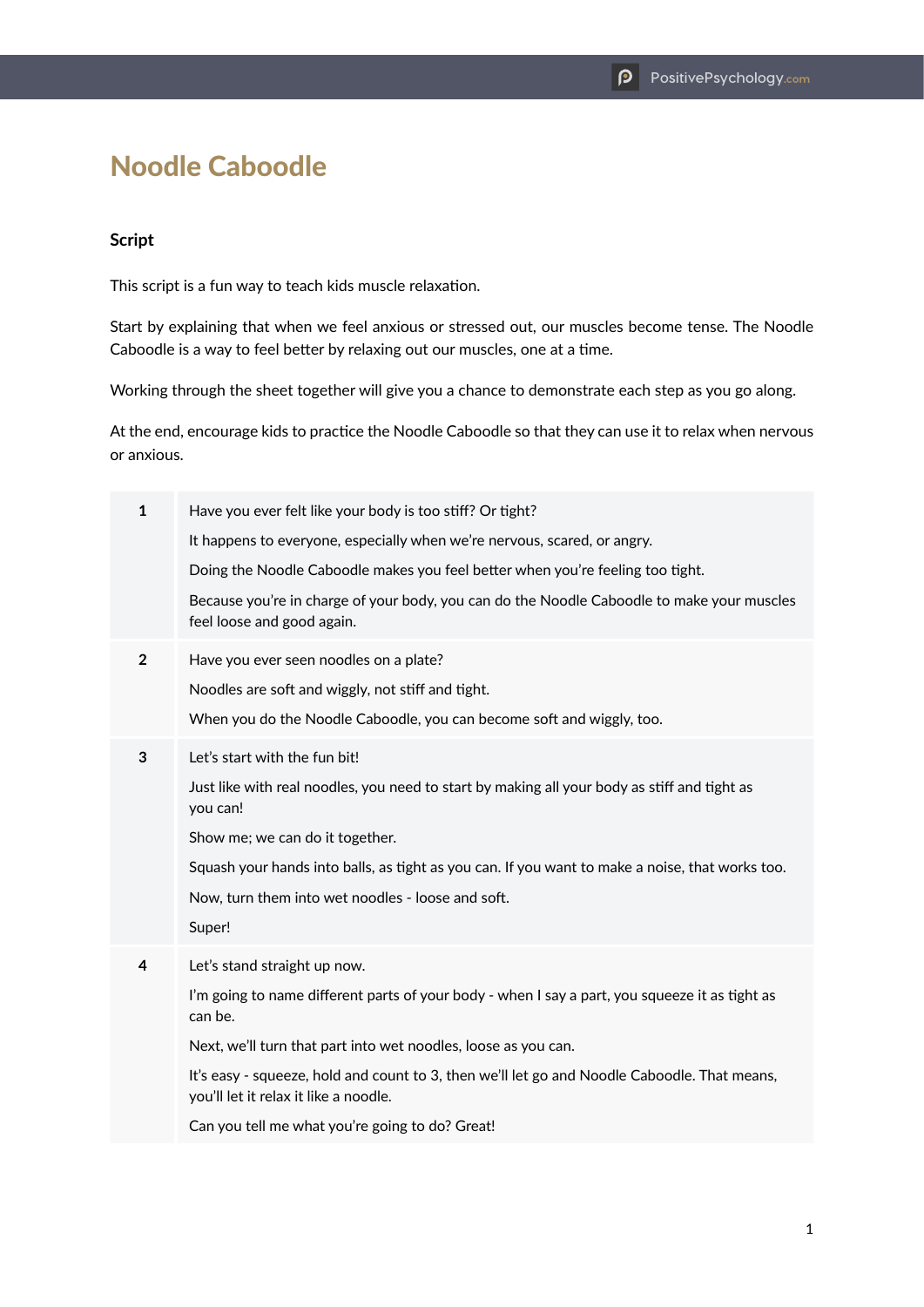# Noodle Caboodle

## Script

This script is a fun way to teach kids muscle relaxation.

Start by explaining that when we feel anxious or stressed out, our muscles become tense. The Noodle Caboodle is a way to feel better by relaxing out our muscles, one at a time.

Working through the sheet together will give you a chance to demonstrate each step as you go along.

At the end, encourage kids to practice the Noodle Caboodle so that they can use it to relax when nervous or anxious.

| | |
|---|---|
| 1 | Have you ever felt like your body is too stiff? Or tight?<br>It happens to everyone, especially when we're nervous, scared, or angry.<br>Doing the Noodle Caboodle makes you feel better when you're feeling too tight.<br>Because you're in charge of your body, you can do the Noodle Caboodle to make your muscles feel loose and good again. |
| 2 | Have you ever seen noodles on a plate?<br>Noodles are soft and wiggly, not stiff and tight.<br>When you do the Noodle Caboodle, you can become soft and wiggly, too. |
| 3 | Let's start with the fun bit!<br>Just like with real noodles, you need to start by making all your body as stiff and tight as you can!<br>Show me; we can do it together.<br>Squash your hands into balls, as tight as you can. If you want to make a noise, that works too.<br>Now, turn them into wet noodles - loose and soft.<br>Super! |
| 4 | Let's stand straight up now.<br>I'm going to name different parts of your body - when I say a part, you squeeze it as tight as can be.<br>Next, we'll turn that part into wet noodles, loose as you can.<br>It's easy - squeeze, hold and count to 3, then we'll let go and Noodle Caboodle. That means, you'll let it relax it like a noodle.<br>Can you tell me what you're going to do? Great! |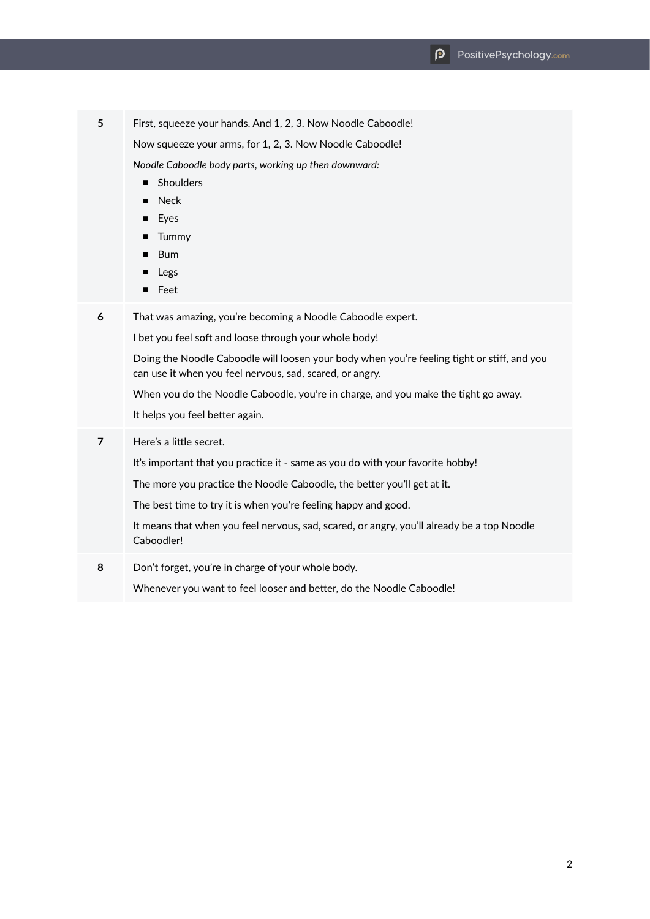| | |
|---|---|
| 5 | First, squeeze your hands. And 1, 2, 3. Now Noodle Caboodle!<br><br>Now squeeze your arms, for 1, 2, 3. Now Noodle Caboodle!<br><br>*Noodle Caboodle body parts, working up then downward:*<br>■ Shoulders<br>■ Neck<br>■ Eyes<br>■ Tummy<br>■ Bum<br>■ Legs<br>■ Feet |
| 6 | That was amazing, you're becoming a Noodle Caboodle expert.<br><br>I bet you feel soft and loose through your whole body!<br><br>Doing the Noodle Caboodle will loosen your body when you're feeling tight or stiff, and you can use it when you feel nervous, sad, scared, or angry.<br><br>When you do the Noodle Caboodle, you're in charge, and you make the tight go away.<br><br>It helps you feel better again. |
| 7 | Here's a little secret.<br><br>It's important that you practice it - same as you do with your favorite hobby!<br><br>The more you practice the Noodle Caboodle, the better you'll get at it.<br><br>The best time to try it is when you're feeling happy and good.<br><br>It means that when you feel nervous, sad, scared, or angry, you'll already be a top Noodle Caboodler! |
| 8 | Don't forget, you're in charge of your whole body.<br><br>Whenever you want to feel looser and better, do the Noodle Caboodle! |